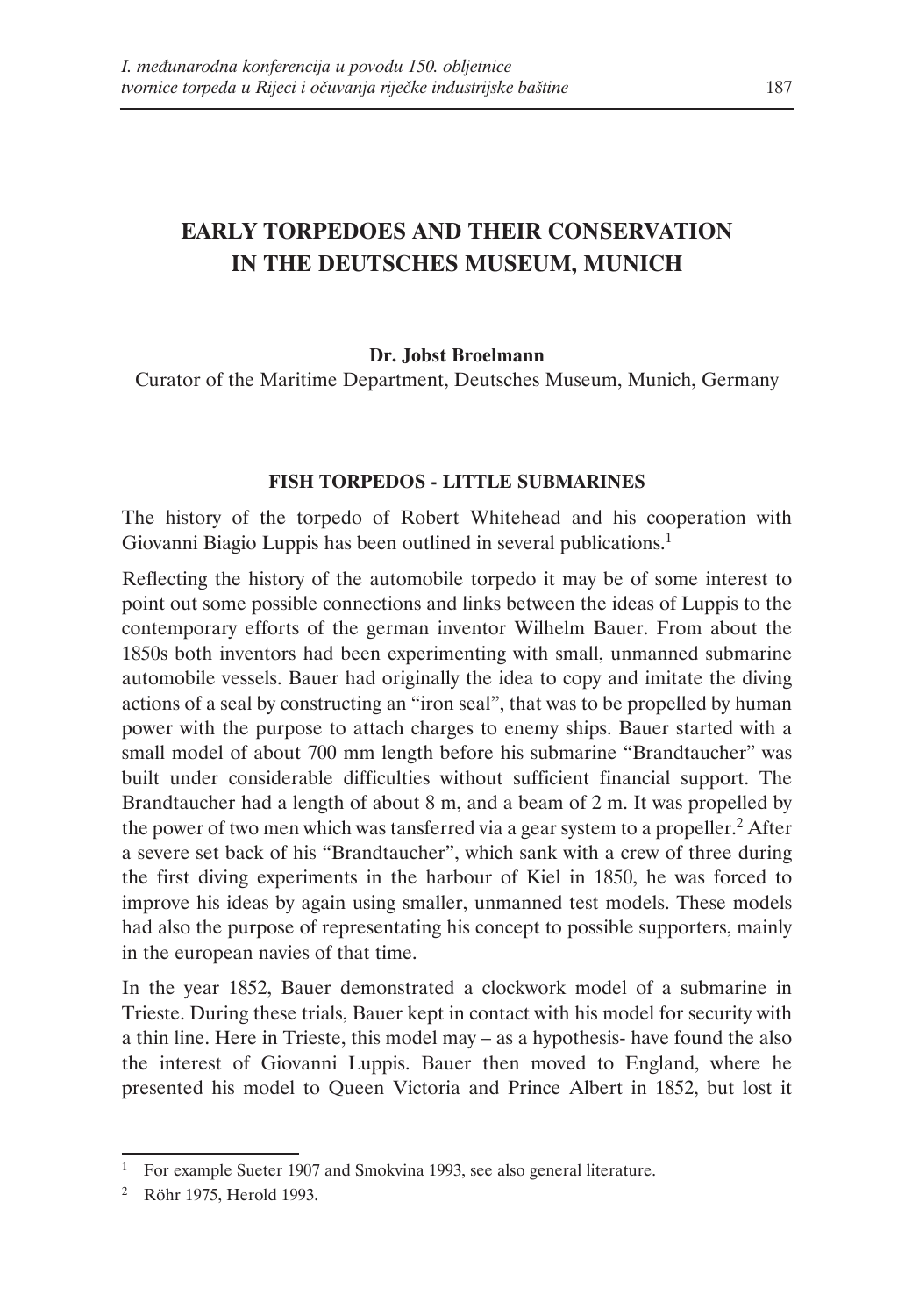# EARLY TORPEDOES AND THEIR CONSERVATION IN THE DEUTSCHES MUSEUM, MUNICH

**Dr. Jobst Broelmann**

Curator of the Maritime Department, Deutsches Museum, Munich, Germany

## FISH TORPEDOS - LITTLE SUBMARINES

The history of the torpedo of Robert Whitehead and his cooperation with Giovanni Biagio Luppis has been outlined in several publications.[1]

Reflecting the history of the automobile torpedo it may be of some interest to point out some possible connections and links between the ideas of Luppis to the contemporary efforts of the german inventor Wilhelm Bauer. From about the 1850s both inventors had been experimenting with small, unmanned submarine automobile vessels. Bauer had originally the idea to copy and imitate the diving actions of a seal by constructing an "iron seal", that was to be propelled by human power with the purpose to attach charges to enemy ships. Bauer started with a small model of about 700 mm length before his submarine "Brandtaucher" was built under considerable difficulties without sufficient financial support. The Brandtaucher had a length of about 8 m, and a beam of 2 m. It was propelled by the power of two men which was tansferred via a gear system to a propeller.[2] After a severe set back of his "Brandtaucher", which sank with a crew of three during the first diving experiments in the harbour of Kiel in 1850, he was forced to improve his ideas by again using smaller, unmanned test models. These models had also the purpose of representating his concept to possible supporters, mainly in the european navies of that time.

In the year 1852, Bauer demonstrated a clockwork model of a submarine in Trieste. During these trials, Bauer kept in contact with his model for security with a thin line. Here in Trieste, this model may – as a hypothesis- have found the also the interest of Giovanni Luppis. Bauer then moved to England, where he presented his model to Queen Victoria and Prince Albert in 1852, but lost it

---

[1] For example Sueter 1907 and Smokvina 1993, see also general literature.

[2] Röhr 1975, Herold 1993.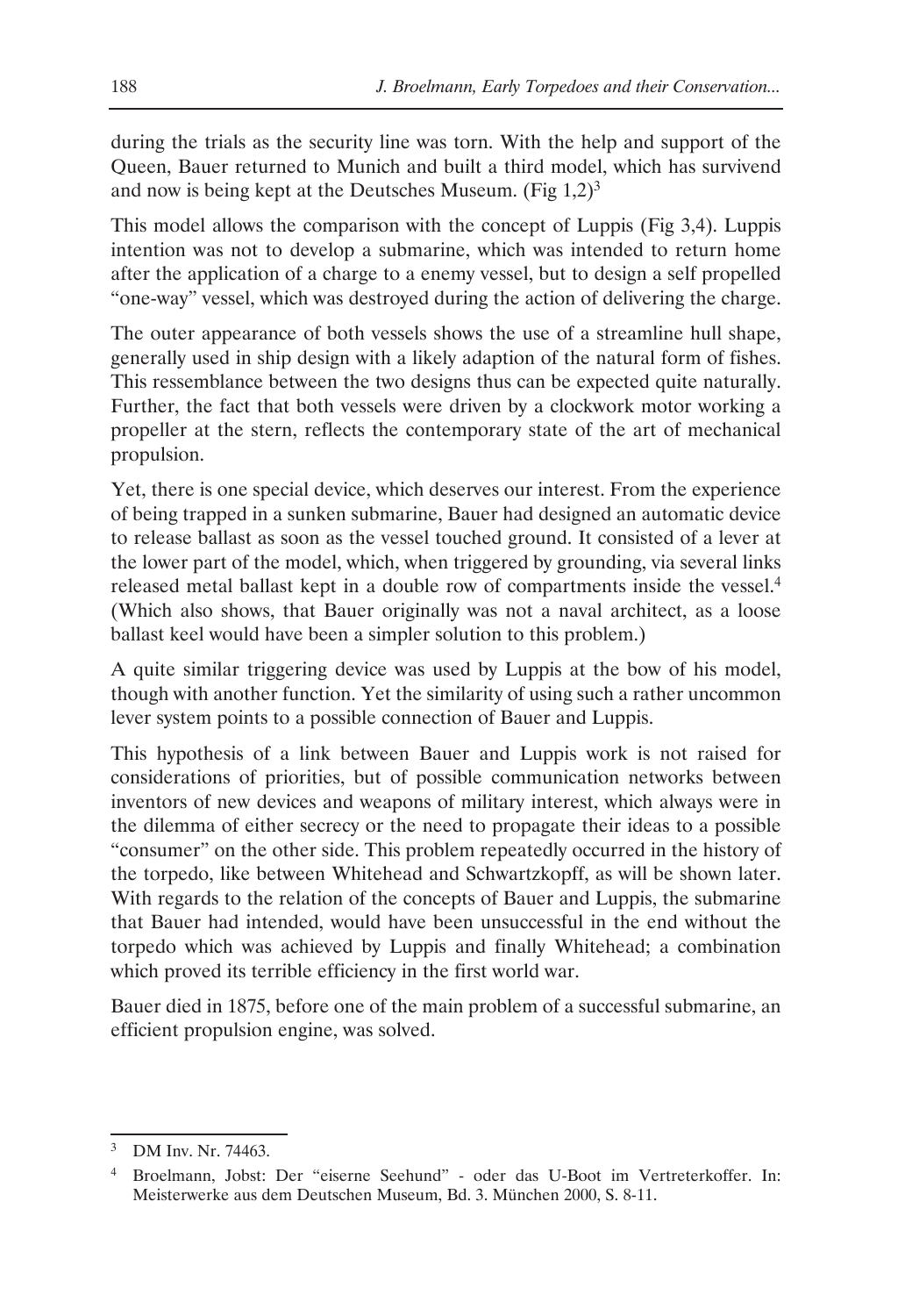during the trials as the security line was torn. With the help and support of the Queen, Bauer returned to Munich and built a third model, which has survivend and now is being kept at the Deutsches Museum. (Fig 1,2)[3]

This model allows the comparison with the concept of Luppis (Fig 3,4). Luppis intention was not to develop a submarine, which was intended to return home after the application of a charge to a enemy vessel, but to design a self propelled "one-way" vessel, which was destroyed during the action of delivering the charge.

The outer appearance of both vessels shows the use of a streamline hull shape, generally used in ship design with a likely adaption of the natural form of fishes. This ressemblance between the two designs thus can be expected quite naturally. Further, the fact that both vessels were driven by a clockwork motor working a propeller at the stern, reflects the contemporary state of the art of mechanical propulsion.

Yet, there is one special device, which deserves our interest. From the experience of being trapped in a sunken submarine, Bauer had designed an automatic device to release ballast as soon as the vessel touched ground. It consisted of a lever at the lower part of the model, which, when triggered by grounding, via several links released metal ballast kept in a double row of compartments inside the vessel.[4] (Which also shows, that Bauer originally was not a naval architect, as a loose ballast keel would have been a simpler solution to this problem.)

A quite similar triggering device was used by Luppis at the bow of his model, though with another function. Yet the similarity of using such a rather uncommon lever system points to a possible connection of Bauer and Luppis.

This hypothesis of a link between Bauer and Luppis work is not raised for considerations of priorities, but of possible communication networks between inventors of new devices and weapons of military interest, which always were in the dilemma of either secrecy or the need to propagate their ideas to a possible "consumer" on the other side. This problem repeatedly occurred in the history of the torpedo, like between Whitehead and Schwartzkopff, as will be shown later. With regards to the relation of the concepts of Bauer and Luppis, the submarine that Bauer had intended, would have been unsuccessful in the end without the torpedo which was achieved by Luppis and finally Whitehead; a combination which proved its terrible efficiency in the first world war.

Bauer died in 1875, before one of the main problem of a successful submarine, an efficient propulsion engine, was solved.

---

[3] DM Inv. Nr. 74463.

[4] Broelmann, Jobst: Der "eiserne Seehund" - oder das U-Boot im Vertreterkoffer. In: Meisterwerke aus dem Deutschen Museum, Bd. 3. München 2000, S. 8-11.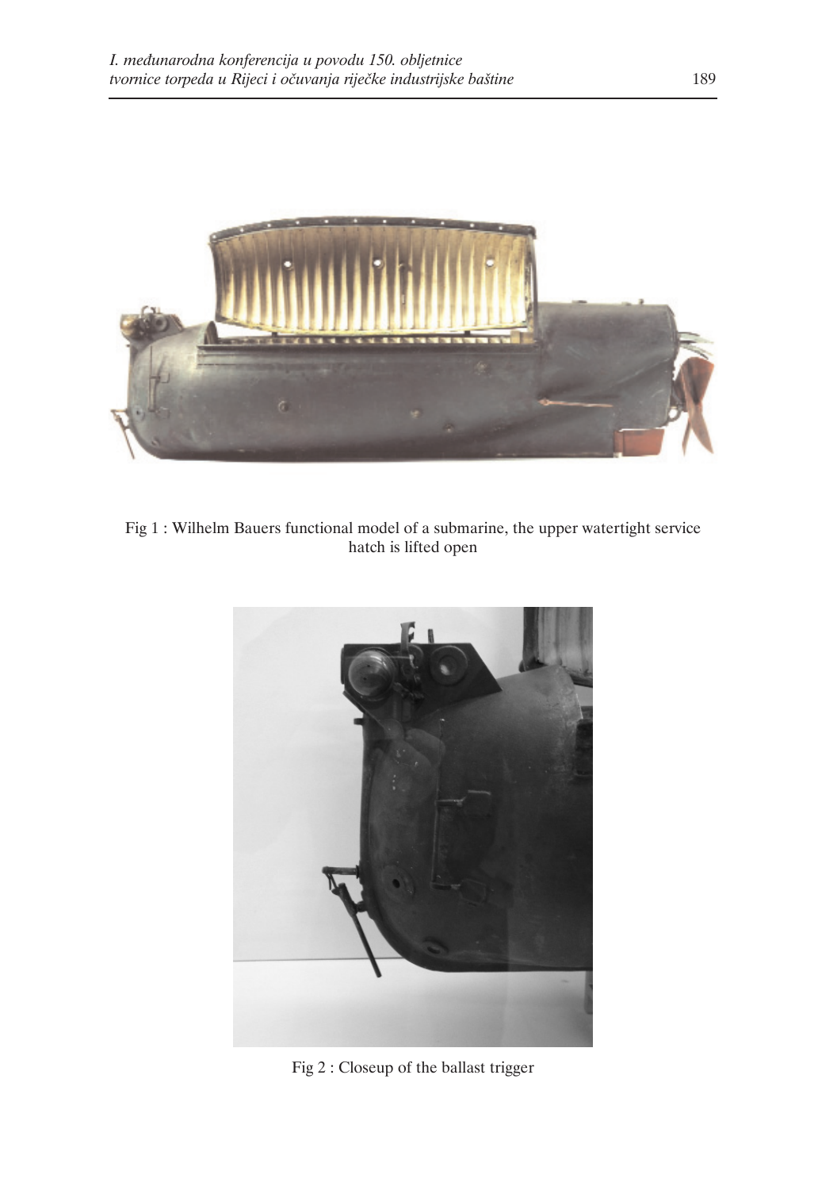Fig 1 : Wilhelm Bauers functional model of a submarine, the upper watertight service hatch is lifted open

Fig 2 : Closeup of the ballast trigger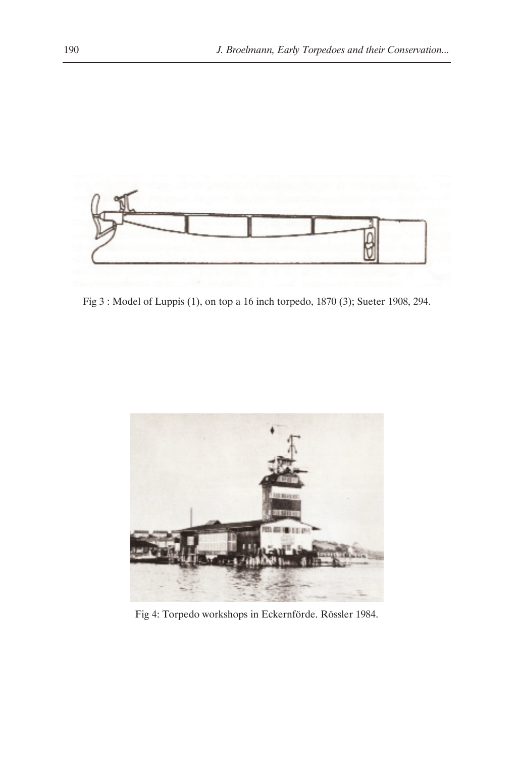Fig 3 : Model of Luppis (1), on top a 16 inch torpedo, 1870 (3); Sueter 1908, 294.

Fig 4: Torpedo workshops in Eckernförde. Rössler 1984.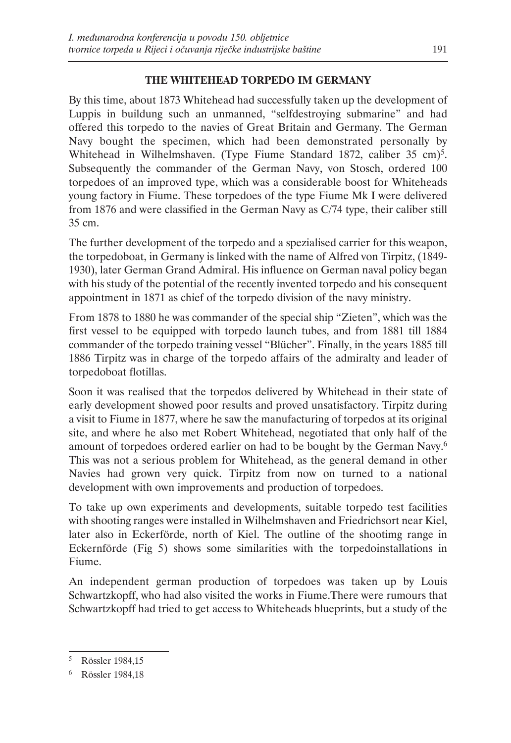### THE WHITEHEAD TORPEDO IM GERMANY

By this time, about 1873 Whitehead had successfully taken up the development of Luppis in buildung such an unmanned, "selfdestroying submarine" and had offered this torpedo to the navies of Great Britain and Germany. The German Navy bought the specimen, which had been demonstrated personally by Whitehead in Wilhelmshaven. (Type Fiume Standard 1872, caliber 35 cm)[5]. Subsequently the commander of the German Navy, von Stosch, ordered 100 torpedoes of an improved type, which was a considerable boost for Whiteheads young factory in Fiume. These torpedoes of the type Fiume Mk I were delivered from 1876 and were classified in the German Navy as C/74 type, their caliber still 35 cm.

The further development of the torpedo and a spezialised carrier for this weapon, the torpedoboat, in Germany is linked with the name of Alfred von Tirpitz, (1849-1930), later German Grand Admiral. His influence on German naval policy began with his study of the potential of the recently invented torpedo and his consequent appointment in 1871 as chief of the torpedo division of the navy ministry.

From 1878 to 1880 he was commander of the special ship "Zieten", which was the first vessel to be equipped with torpedo launch tubes, and from 1881 till 1884 commander of the torpedo training vessel "Blücher". Finally, in the years 1885 till 1886 Tirpitz was in charge of the torpedo affairs of the admiralty and leader of torpedoboat flotillas.

Soon it was realised that the torpedos delivered by Whitehead in their state of early development showed poor results and proved unsatisfactory. Tirpitz during a visit to Fiume in 1877, where he saw the manufacturing of torpedos at its original site, and where he also met Robert Whitehead, negotiated that only half of the amount of torpedoes ordered earlier on had to be bought by the German Navy.[6] This was not a serious problem for Whitehead, as the general demand in other Navies had grown very quick. Tirpitz from now on turned to a national development with own improvements and production of torpedoes.

To take up own experiments and developments, suitable torpedo test facilities with shooting ranges were installed in Wilhelmshaven and Friedrichsort near Kiel, later also in Eckerförde, north of Kiel. The outline of the shootimg range in Eckernförde (Fig 5) shows some similarities with the torpedoinstallations in Fiume.

An independent german production of torpedoes was taken up by Louis Schwartzkopff, who had also visited the works in Fiume.There were rumours that Schwartzkopff had tried to get access to Whiteheads blueprints, but a study of the

---

[5] Rössler 1984,15

[6] Rössler 1984,18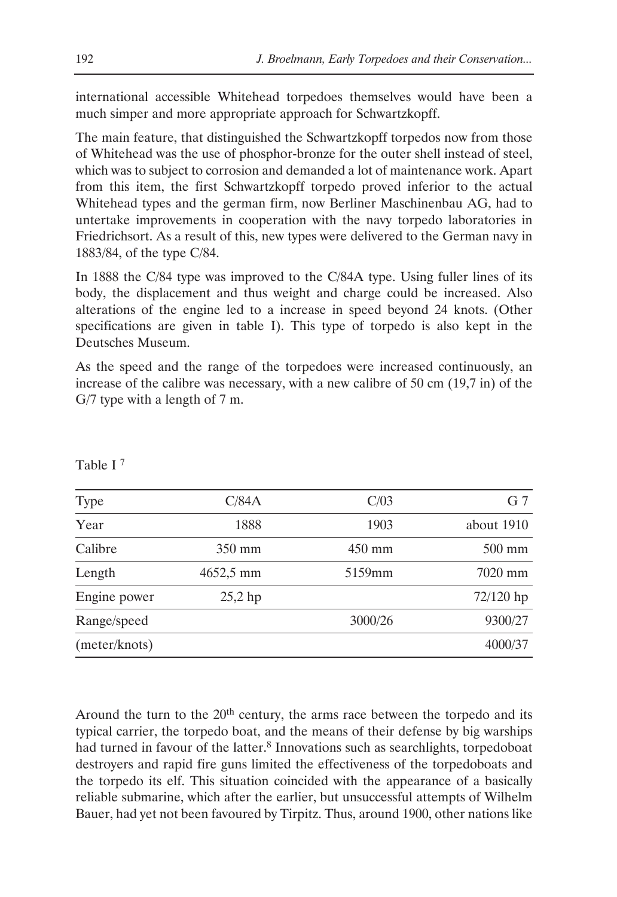international accessible Whitehead torpedoes themselves would have been a much simper and more appropriate approach for Schwartzkopff.

The main feature, that distinguished the Schwartzkopff torpedos now from those of Whitehead was the use of phosphor-bronze for the outer shell instead of steel, which was to subject to corrosion and demanded a lot of maintenance work. Apart from this item, the first Schwartzkopff torpedo proved inferior to the actual Whitehead types and the german firm, now Berliner Maschinenbau AG, had to untertake improvements in cooperation with the navy torpedo laboratories in Friedrichsort. As a result of this, new types were delivered to the German navy in 1883/84, of the type C/84.

In 1888 the C/84 type was improved to the C/84A type. Using fuller lines of its body, the displacement and thus weight and charge could be increased. Also alterations of the engine led to a increase in speed beyond 24 knots. (Other specifications are given in table I). This type of torpedo is also kept in the Deutsches Museum.

As the speed and the range of the torpedoes were increased continuously, an increase of the calibre was necessary, with a new calibre of 50 cm (19,7 in) of the G/7 type with a length of 7 m.

Table I [7]

| Type | C/84A | C/03 | G 7 |
|---|---|---|---|
| Year | 1888 | 1903 | about 1910 |
| Calibre | 350 mm | 450 mm | 500 mm |
| Length | 4652,5 mm | 5159mm | 7020 mm |
| Engine power | 25,2 hp | | 72/120 hp |
| Range/speed | | 3000/26 | 9300/27 |
| (meter/knots) | | | 4000/37 |

Around the turn to the 20th century, the arms race between the torpedo and its typical carrier, the torpedo boat, and the means of their defense by big warships had turned in favour of the latter.[8] Innovations such as searchlights, torpedoboat destroyers and rapid fire guns limited the effectiveness of the torpedoboats and the torpedo its elf. This situation coincided with the appearance of a basically reliable submarine, which after the earlier, but unsuccessful attempts of Wilhelm Bauer, had yet not been favoured by Tirpitz. Thus, around 1900, other nations like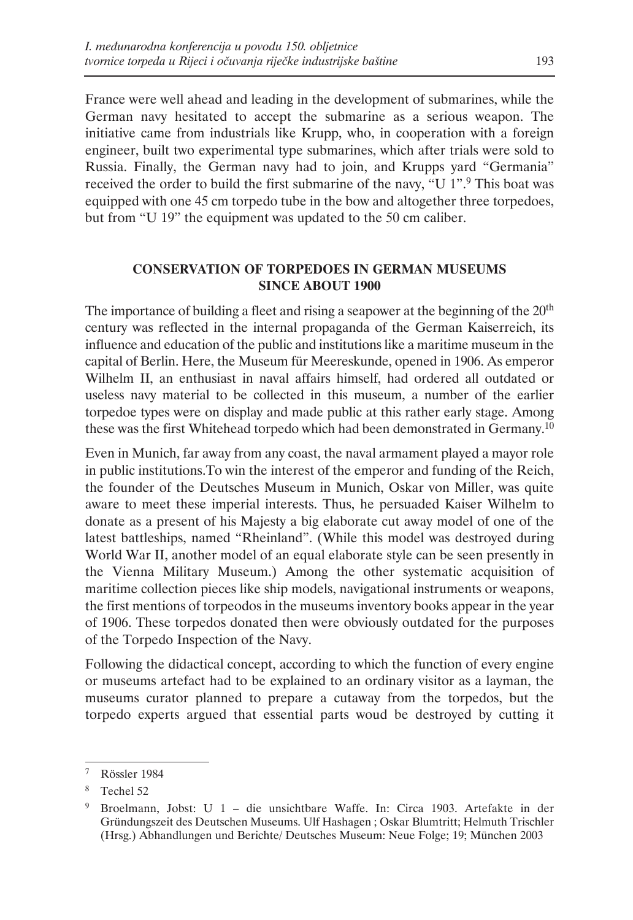France were well ahead and leading in the development of submarines, while the German navy hesitated to accept the submarine as a serious weapon. The initiative came from industrials like Krupp, who, in cooperation with a foreign engineer, built two experimental type submarines, which after trials were sold to Russia. Finally, the German navy had to join, and Krupps yard "Germania" received the order to build the first submarine of the navy, "U 1".[9] This boat was equipped with one 45 cm torpedo tube in the bow and altogether three torpedoes, but from "U 19" the equipment was updated to the 50 cm caliber.

## CONSERVATION OF TORPEDOES IN GERMAN MUSEUMS SINCE ABOUT 1900

The importance of building a fleet and rising a seapower at the beginning of the 20th century was reflected in the internal propaganda of the German Kaiserreich, its influence and education of the public and institutions like a maritime museum in the capital of Berlin. Here, the Museum für Meereskunde, opened in 1906. As emperor Wilhelm II, an enthusiast in naval affairs himself, had ordered all outdated or useless navy material to be collected in this museum, a number of the earlier torpedoe types were on display and made public at this rather early stage. Among these was the first Whitehead torpedo which had been demonstrated in Germany.[10]

Even in Munich, far away from any coast, the naval armament played a mayor role in public institutions.To win the interest of the emperor and funding of the Reich, the founder of the Deutsches Museum in Munich, Oskar von Miller, was quite aware to meet these imperial interests. Thus, he persuaded Kaiser Wilhelm to donate as a present of his Majesty a big elaborate cut away model of one of the latest battleships, named "Rheinland". (While this model was destroyed during World War II, another model of an equal elaborate style can be seen presently in the Vienna Military Museum.) Among the other systematic acquisition of maritime collection pieces like ship models, navigational instruments or weapons, the first mentions of torpeodos in the museums inventory books appear in the year of 1906. These torpedos donated then were obviously outdated for the purposes of the Torpedo Inspection of the Navy.

Following the didactical concept, according to which the function of every engine or museums artefact had to be explained to an ordinary visitor as a layman, the museums curator planned to prepare a cutaway from the torpedos, but the torpedo experts argued that essential parts woud be destroyed by cutting it

---

7 Rössler 1984

8 Techel 52

9 Broelmann, Jobst: U 1 – die unsichtbare Waffe. In: Circa 1903. Artefakte in der Gründungszeit des Deutschen Museums. Ulf Hashagen ; Oskar Blumtritt; Helmuth Trischler (Hrsg.) Abhandlungen und Berichte/ Deutsches Museum: Neue Folge; 19; München 2003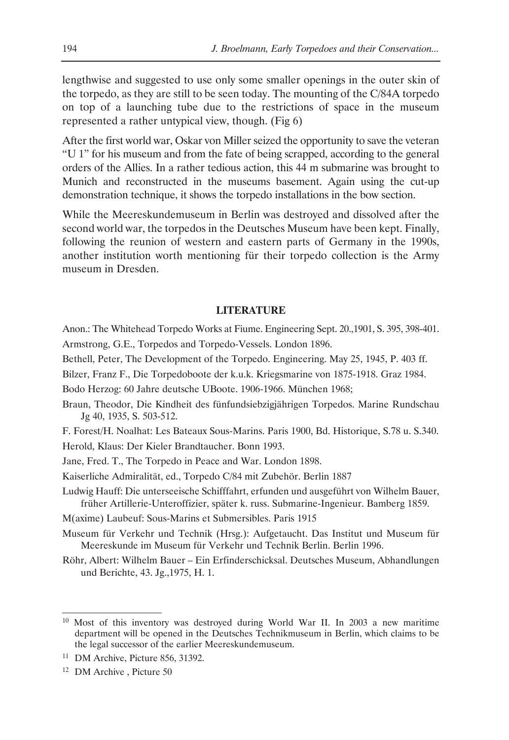lengthwise and suggested to use only some smaller openings in the outer skin of the torpedo, as they are still to be seen today. The mounting of the C/84A torpedo on top of a launching tube due to the restrictions of space in the museum represented a rather untypical view, though. (Fig 6)

After the first world war, Oskar von Miller seized the opportunity to save the veteran "U 1" for his museum and from the fate of being scrapped, according to the general orders of the Allies. In a rather tedious action, this 44 m submarine was brought to Munich and reconstructed in the museums basement. Again using the cut-up demonstration technique, it shows the torpedo installations in the bow section.

While the Meereskundemuseum in Berlin was destroyed and dissolved after the second world war, the torpedos in the Deutsches Museum have been kept. Finally, following the reunion of western and eastern parts of Germany in the 1990s, another institution worth mentioning für their torpedo collection is the Army museum in Dresden.

## LITERATURE

Anon.: The Whitehead Torpedo Works at Fiume. Engineering Sept. 20.,1901, S. 395, 398-401.

Armstrong, G.E., Torpedos and Torpedo-Vessels. London 1896.

Bethell, Peter, The Development of the Torpedo. Engineering. May 25, 1945, P. 403 ff.

Bilzer, Franz F., Die Torpedoboote der k.u.k. Kriegsmarine von 1875-1918. Graz 1984.

Bodo Herzog: 60 Jahre deutsche UBoote. 1906-1966. München 1968;

Braun, Theodor, Die Kindheit des fünfundsiebzigjährigen Torpedos. Marine Rundschau Jg 40, 1935, S. 503-512.

F. Forest/H. Noalhat: Les Bateaux Sous-Marins. Paris 1900, Bd. Historique, S.78 u. S.340.

Herold, Klaus: Der Kieler Brandtaucher. Bonn 1993.

Jane, Fred. T., The Torpedo in Peace and War. London 1898.

Kaiserliche Admiralität, ed., Torpedo C/84 mit Zubehör. Berlin 1887

Ludwig Hauff: Die unterseeische Schifffahrt, erfunden und ausgeführt von Wilhelm Bauer, früher Artillerie-Unteroffizier, später k. russ. Submarine-Ingenieur. Bamberg 1859.

M(axime) Laubeuf: Sous-Marins et Submersibles. Paris 1915

Museum für Verkehr und Technik (Hrsg.): Aufgetaucht. Das Institut und Museum für Meereskunde im Museum für Verkehr und Technik Berlin. Berlin 1996.

Röhr, Albert: Wilhelm Bauer – Ein Erfinderschicksal. Deutsches Museum, Abhandlungen und Berichte, 43. Jg.,1975, H. 1.

---

[10] Most of this inventory was destroyed during World War II. In 2003 a new maritime department will be opened in the Deutsches Technikmuseum in Berlin, which claims to be the legal successor of the earlier Meereskundemuseum.

[11] DM Archive, Picture 856, 31392.

[12] DM Archive , Picture 50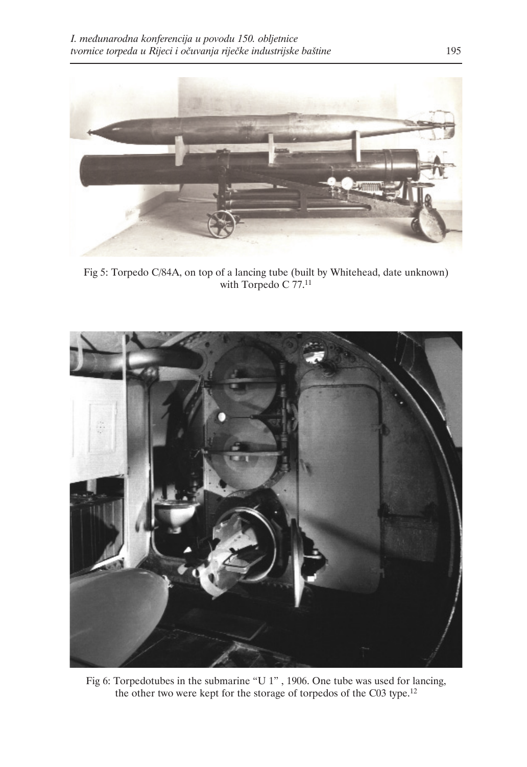Fig 5: Torpedo C/84A, on top of a lancing tube (built by Whitehead, date unknown) with Torpedo C 77.[11]

Fig 6: Torpedotubes in the submarine “U 1” , 1906. One tube was used for lancing, the other two were kept for the storage of torpedos of the C03 type.[12]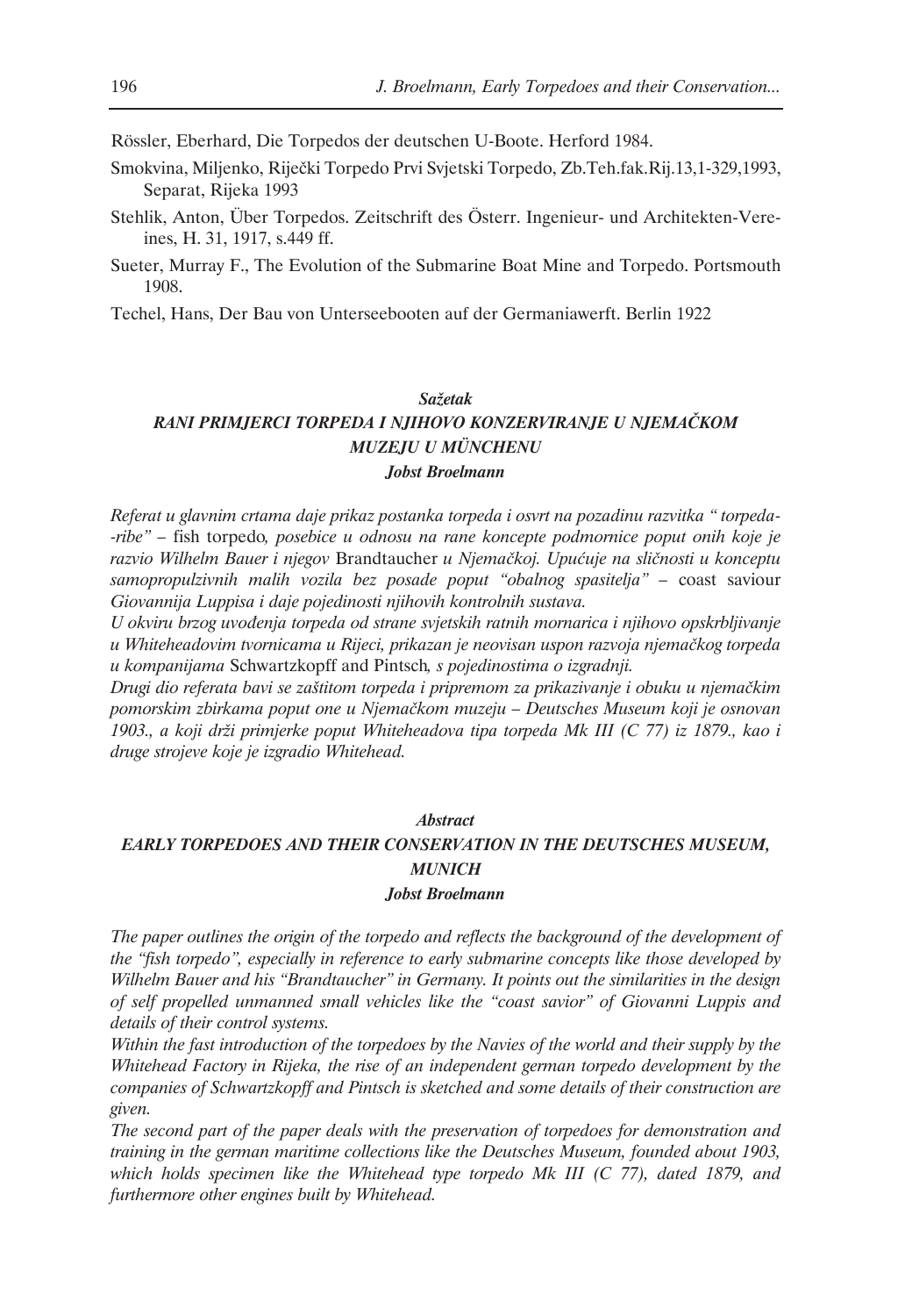Rössler, Eberhard, Die Torpedos der deutschen U-Boote. Herford 1984.

Smokvina, Miljenko, Riječki Torpedo Prvi Svjetski Torpedo, Zb.Teh.fak.Rij.13,1-329,1993, Separat, Rijeka 1993

Stehlik, Anton, Über Torpedos. Zeitschrift des Österr. Ingenieur- und Architekten-Vereines, H. 31, 1917, s.449 ff.

Sueter, Murray F., The Evolution of the Submarine Boat Mine and Torpedo. Portsmouth 1908.

Techel, Hans, Der Bau von Unterseebooten auf der Germaniawerft. Berlin 1922

### *Sažetak*

### *RANI PRIMJERCI TORPEDA I NJIHOVO KONZERVIRANJE U NJEMAČKOM MUZEJU U MÜNCHENU*

***Jobst Broelmann***

*Referat u glavnim crtama daje prikaz postanka torpeda i osvrt na pozadinu razvitka " torpeda--ribe"* – fish torpedo*, posebice u odnosu na rane koncepte podmornice poput onih koje je razvio Wilhelm Bauer i njegov* Brandtaucher *u Njemačkoj. Upućuje na sličnosti u konceptu samopropulzivnih malih vozila bez posade poput "obalnog spasitelja"* – coast saviour *Giovannija Luppisa i daje pojedinosti njihovih kontrolnih sustava.*

*U okviru brzog uvođenja torpeda od strane svjetskih ratnih mornarica i njihovo opskrbljivanje u Whiteheadovim tvornicama u Rijeci, prikazan je neovisan uspon razvoja njemačkog torpeda u kompanijama* Schwartzkopff and Pintsch*, s pojedinostima o izgradnji.*

*Drugi dio referata bavi se zaštitom torpeda i pripremom za prikazivanje i obuku u njemačkim pomorskim zbirkama poput one u Njemačkom muzeju – Deutsches Museum koji je osnovan 1903., a koji drži primjerke poput Whiteheadova tipa torpeda Mk III (C 77) iz 1879., kao i druge strojeve koje je izgradio Whitehead.*

### *Abstract*

### *EARLY TORPEDOES AND THEIR CONSERVATION IN THE DEUTSCHES MUSEUM, MUNICH*

***Jobst Broelmann***

*The paper outlines the origin of the torpedo and reflects the background of the development of the "fish torpedo", especially in reference to early submarine concepts like those developed by Wilhelm Bauer and his "Brandtaucher" in Germany. It points out the similarities in the design of self propelled unmanned small vehicles like the "coast savior" of Giovanni Luppis and details of their control systems.*

*Within the fast introduction of the torpedoes by the Navies of the world and their supply by the Whitehead Factory in Rijeka, the rise of an independent german torpedo development by the companies of Schwartzkopff and Pintsch is sketched and some details of their construction are given.*

*The second part of the paper deals with the preservation of torpedoes for demonstration and training in the german maritime collections like the Deutsches Museum, founded about 1903, which holds specimen like the Whitehead type torpedo Mk III (C 77), dated 1879, and furthermore other engines built by Whitehead.*